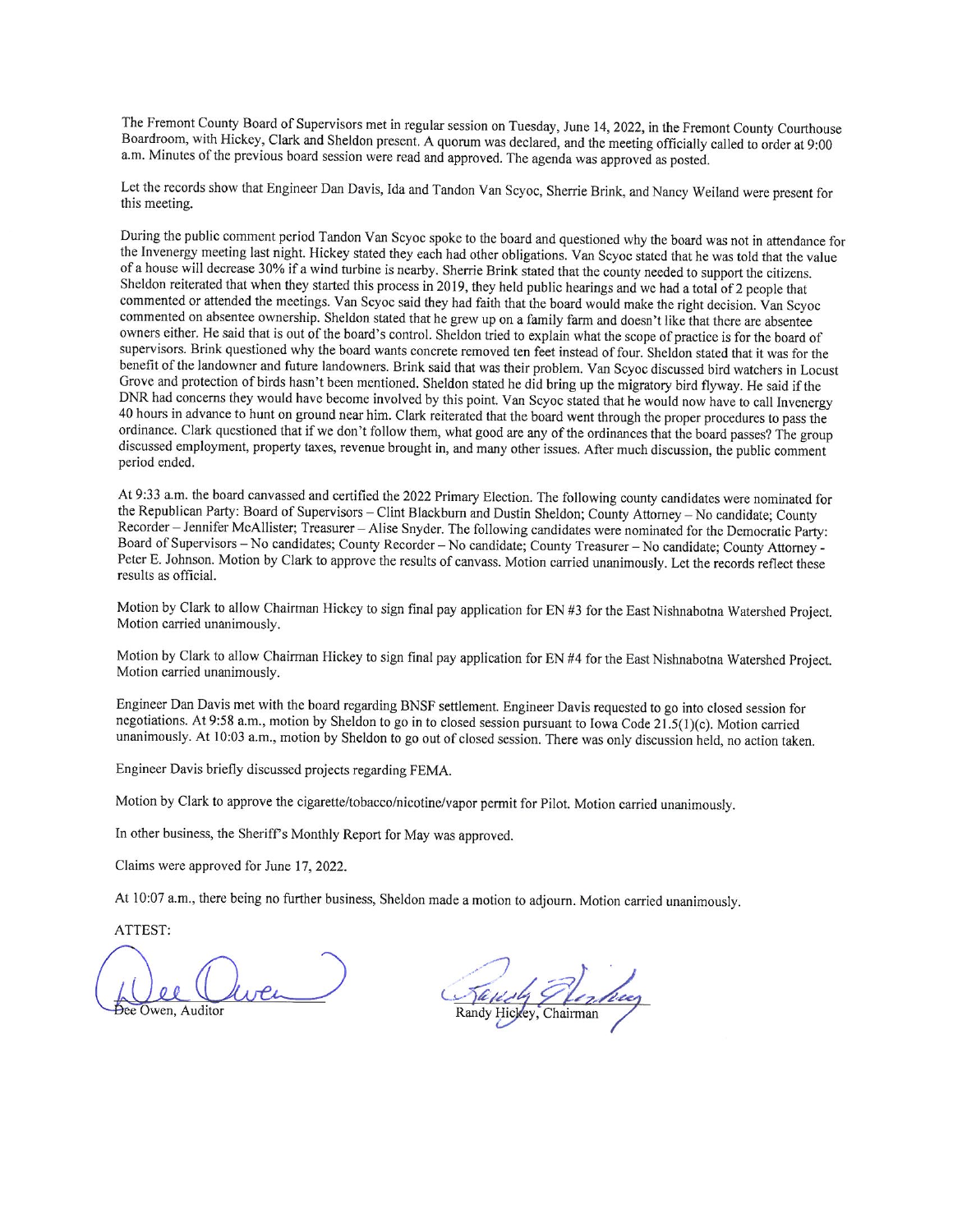The Fremont County Board of Supervisors met in regular session on Tuesday, June 14, 2022, in the Fremont County Courthouse Boardroom, with Hickey, Clark and Sheldon present. A quorum was declared, and the meeting officially called to order at 9:00 a.m. Minutes of the previous board session were read and approved. The agenda was approved as posted.

Let the records show that Engineer Dan Davis, Ida and Tandon Van Scyoc, Sherrie Brink, and Nancy Weiland were present for this meeting.

During the public comment period Tandon Van Scyoc spoke to the board and questioned why the board was not in attendance for the Invenergy meeting last night. Hickey stated they each had other obligations. Van Scyoc stated that he was told that the value of a house will decrease 30% if a wind turbine is nearby. Sherrie Brink stated that the county needed to support the citizens. Sheldon reiterated that when they started this process in 2019, they held public hearings and we had a total of 2 people that commented or attended the meetings. Van Scyoc said they had faith that the board would make the right decision. Van Scyoc commented on absentee ownership. Sheldon stated that he grew up on a family farm and doesn't like that there are absentee owners either. He said that is out of the board's control. Sheldon tried to explain what the scope of practice is for the board of supervisors. Brink questioned why the board wants concrete removed ten feet instead of four. Sheldon stated that it was for the benefit of the landowner and future landowners. Brink said that was their problem. Van Scyoc discussed bird watchers in Locust Grove and protection of birds hasn't been mentioned. Sheldon stated he did bring up the migratory bird flyway. He said if the DNR had concerns they would have become involved by this point. Van Scyoc stated that he would now have to call Invenergy 40 hours in advance to hunt on ground near him. Clark reiterated that the board went through the proper procedures to pass the ordinance. Clark questioned that if we don't follow them, what good are any of the ordinances that the board passes? The group discussed employment, property taxes, revenue brought in, and many other issues. After much discussion, the public comment period ended.

At 9:33 a.m. the board canvassed and certified the 2022 Primary Election. The following county candidates were nominated for the Republican Party: Board of Supervisors – Clint Blackburn and Dustin Sheldon; County Attorney – No candidate; County Recorder – Jennifer McAllister; Treasurer – Alise Snyder. The following candidates were nominated for the Democratic Party: Board of Supervisors – No candidates; County Recorder – No candidate; County Treasurer – No candidate; County Attorney - Peter E. Johnson. Motion by Clark to approve the results of canvass. Motion carried unanimously. Let the records reflect these results as official.

Motion by Clark to allow Chairman Hickey to sign final pay application for EN #3 for the East Nishnabotna Watershed Project. Motion carried unanimously.

Motion by Clark to allow Chairman Hickey to sign final pay application for EN #4 for the East Nishnabotna Watershed Project. Motion carried unanimously.

Engineer Dan Davis met with the board regarding BNSF settlement. Engineer Davis requested to go into closed session for negotiations. At 9:58 a.m., motion by Sheldon to go in to closed session pursuant to Iowa Code 21.5(1)(c). Motion carried unanimously. At 10:03 a.m., motion by Sheldon to go out of closed session. There was only discussion held, no action taken.

Engineer Davis briefly discussed projects regarding FEMA.

Motion by Clark to approve the cigarette/tobacco/nicotine/vapor permit for Pilot. Motion carried unanimously.

In other business, the Sheriff's Monthly Report for May was approved.

Claims were approved for June 17, 2022.

At 10:07 a.m., there being no further business, Sheldon made a motion to adjourn. Motion carried unanimously.

ATTEST:

Dee Owen, Auditor

Randy Hickey, Chairman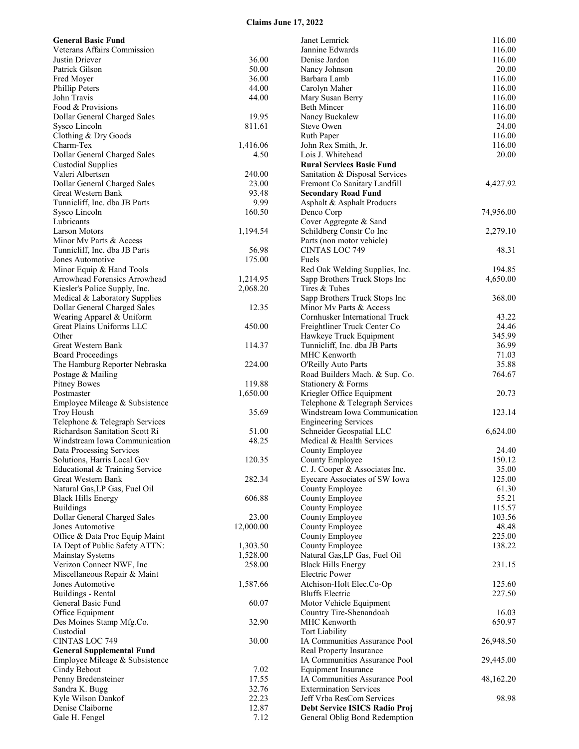# Claims June 17, 2022

| | |
|---|---|
| **General Basic Fund** | |
| Veterans Affairs Commission | |
| Justin Driever | 36.00 |
| Patrick Gilson | 50.00 |
| Fred Moyer | 36.00 |
| Phillip Peters | 44.00 |
| John Travis | 44.00 |
| Food & Provisions | |
| Dollar General Charged Sales | 19.95 |
| Sysco Lincoln | 811.61 |
| Clothing & Dry Goods | |
| Charm-Tex | 1,416.06 |
| Dollar General Charged Sales | 4.50 |
| Custodial Supplies | |
| Valeri Albertsen | 240.00 |
| Dollar General Charged Sales | 23.00 |
| Great Western Bank | 93.48 |
| Tunnicliff, Inc. dba JB Parts | 9.99 |
| Sysco Lincoln | 160.50 |
| Lubricants | |
| Larson Motors | 1,194.54 |
| Minor Mv Parts & Access | |
| Tunnicliff, Inc. dba JB Parts | 56.98 |
| Jones Automotive | 175.00 |
| Minor Equip & Hand Tools | |
| Arrowhead Forensics Arrowhead | 1,214.95 |
| Kiesler's Police Supply, Inc. | 2,068.20 |
| Medical & Laboratory Supplies | |
| Dollar General Charged Sales | 12.35 |
| Wearing Apparel & Uniform | |
| Great Plains Uniforms LLC | 450.00 |
| Other | |
| Great Western Bank | 114.37 |
| Board Proceedings | |
| The Hamburg Reporter Nebraska | 224.00 |
| Postage & Mailing | |
| Pitney Bowes | 119.88 |
| Postmaster | 1,650.00 |
| Employee Mileage & Subsistence | |
| Troy Housh | 35.69 |
| Telephone & Telegraph Services | |
| Richardson Sanitation Scott Ri | 51.00 |
| Windstream Iowa Communication | 48.25 |
| Data Processing Services | |
| Solutions, Harris Local Gov | 120.35 |
| Educational & Training Service | |
| Great Western Bank | 282.34 |
| Natural Gas,LP Gas, Fuel Oil | |
| Black Hills Energy | 606.88 |
| Buildings | |
| Dollar General Charged Sales | 23.00 |
| Jones Automotive | 12,000.00 |
| Office & Data Proc Equip Maint | |
| IA Dept of Public Safety ATTN: | 1,303.50 |
| Mainstay Systems | 1,528.00 |
| Verizon Connect NWF, Inc | 258.00 |
| Miscellaneous Repair & Maint | |
| Jones Automotive | 1,587.66 |
| Buildings - Rental | |
| General Basic Fund | 60.07 |
| Office Equipment | |
| Des Moines Stamp Mfg.Co. | 32.90 |
| Custodial | |
| CINTAS LOC 749 | 30.00 |
| **General Supplemental Fund** | |
| Employee Mileage & Subsistence | |
| Cindy Bebout | 7.02 |
| Penny Bredensteiner | 17.55 |
| Sandra K. Bugg | 32.76 |
| Kyle Wilson Dankof | 22.23 |
| Denise Claiborne | 12.87 |
| Gale H. Fengel | 7.12 |
| Janet Lemrick | 116.00 |
| Jannine Edwards | 116.00 |
| Denise Jardon | 116.00 |
| Nancy Johnson | 20.00 |
| Barbara Lamb | 116.00 |
| Carolyn Maher | 116.00 |
| Mary Susan Berry | 116.00 |
| Beth Mincer | 116.00 |
| Nancy Buckalew | 116.00 |
| Steve Owen | 24.00 |
| Ruth Paper | 116.00 |
| John Rex Smith, Jr. | 116.00 |
| Lois J. Whitehead | 20.00 |
| **Rural Services Basic Fund** | |
| Sanitation & Disposal Services | |
| Fremont Co Sanitary Landfill | 4,427.92 |
| **Secondary Road Fund** | |
| Asphalt & Asphalt Products | |
| Denco Corp | 74,956.00 |
| Cover Aggregate & Sand | |
| Schildberg Constr Co Inc | 2,279.10 |
| Parts (non motor vehicle) | |
| CINTAS LOC 749 | 48.31 |
| Fuels | |
| Red Oak Welding Supplies, Inc. | 194.85 |
| Sapp Brothers Truck Stops Inc | 4,650.00 |
| Tires & Tubes | |
| Sapp Brothers Truck Stops Inc | 368.00 |
| Minor Mv Parts & Access | |
| Cornhusker International Truck | 43.22 |
| Freightliner Truck Center Co | 24.46 |
| Hawkeye Truck Equipment | 345.99 |
| Tunnicliff, Inc. dba JB Parts | 36.99 |
| MHC Kenworth | 71.03 |
| O'Reilly Auto Parts | 35.88 |
| Road Builders Mach. & Sup. Co. | 764.67 |
| Stationery & Forms | |
| Kriegler Office Equipment | 20.73 |
| Telephone & Telegraph Services | |
| Windstream Iowa Communication | 123.14 |
| Engineering Services | |
| Schneider Geospatial LLC | 6,624.00 |
| Medical & Health Services | |
| County Employee | 24.40 |
| County Employee | 150.12 |
| C. J. Cooper & Associates Inc. | 35.00 |
| Eyecare Associates of SW Iowa | 125.00 |
| County Employee | 61.30 |
| County Employee | 55.21 |
| County Employee | 115.57 |
| County Employee | 103.56 |
| County Employee | 48.48 |
| County Employee | 225.00 |
| County Employee | 138.22 |
| Natural Gas,LP Gas, Fuel Oil | |
| Black Hills Energy | 231.15 |
| Electric Power | |
| Atchison-Holt Elec.Co-Op | 125.60 |
| Bluffs Electric | 227.50 |
| Motor Vehicle Equipment | |
| Country Tire-Shenandoah | 16.03 |
| MHC Kenworth | 650.97 |
| Tort Liability | |
| IA Communities Assurance Pool | 26,948.50 |
| Real Property Insurance | |
| IA Communities Assurance Pool | 29,445.00 |
| Equipment Insurance | |
| IA Communities Assurance Pool | 48,162.20 |
| Extermination Services | |
| Jeff Vrba ResCom Services | 98.98 |
| **Debt Service ISICS Radio Proj** | |
| General Oblig Bond Redemption | |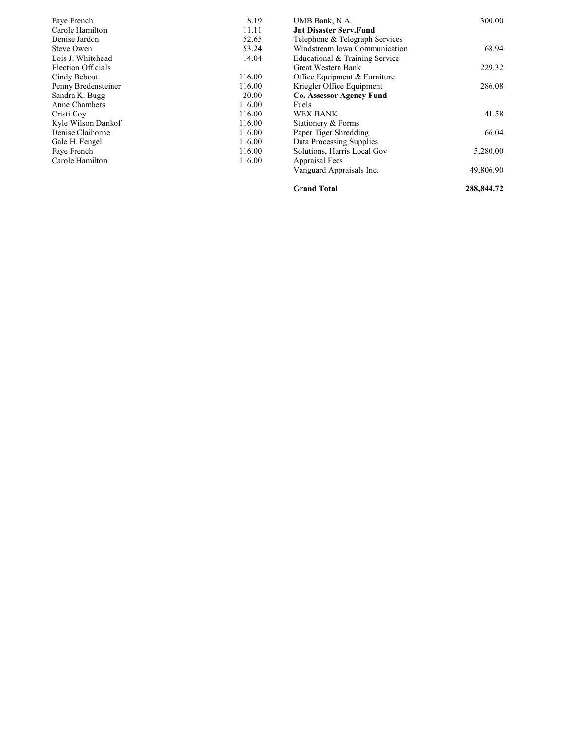| | |
|---|---|
| Faye French | 8.19 |
| Carole Hamilton | 11.11 |
| Denise Jardon | 52.65 |
| Steve Owen | 53.24 |
| Lois J. Whitehead | 14.04 |
| Election Officials | |
| Cindy Bebout | 116.00 |
| Penny Bredensteiner | 116.00 |
| Sandra K. Bugg | 20.00 |
| Anne Chambers | 116.00 |
| Cristi Coy | 116.00 |
| Kyle Wilson Dankof | 116.00 |
| Denise Claiborne | 116.00 |
| Gale H. Fengel | 116.00 |
| Faye French | 116.00 |
| Carole Hamilton | 116.00 |
| UMB Bank, N.A. | 300.00 |
| **Jnt Disaster Serv.Fund** | |
| Telephone & Telegraph Services | |
| Windstream Iowa Communication | 68.94 |
| Educational & Training Service | |
| Great Western Bank | 229.32 |
| Office Equipment & Furniture | |
| Kriegler Office Equipment | 286.08 |
| **Co. Assessor Agency Fund** | |
| Fuels | |
| WEX BANK | 41.58 |
| Stationery & Forms | |
| Paper Tiger Shredding | 66.04 |
| Data Processing Supplies | |
| Solutions, Harris Local Gov | 5,280.00 |
| Appraisal Fees | |
| Vanguard Appraisals Inc. | 49,806.90 |
| **Grand Total** | **288,844.72** |